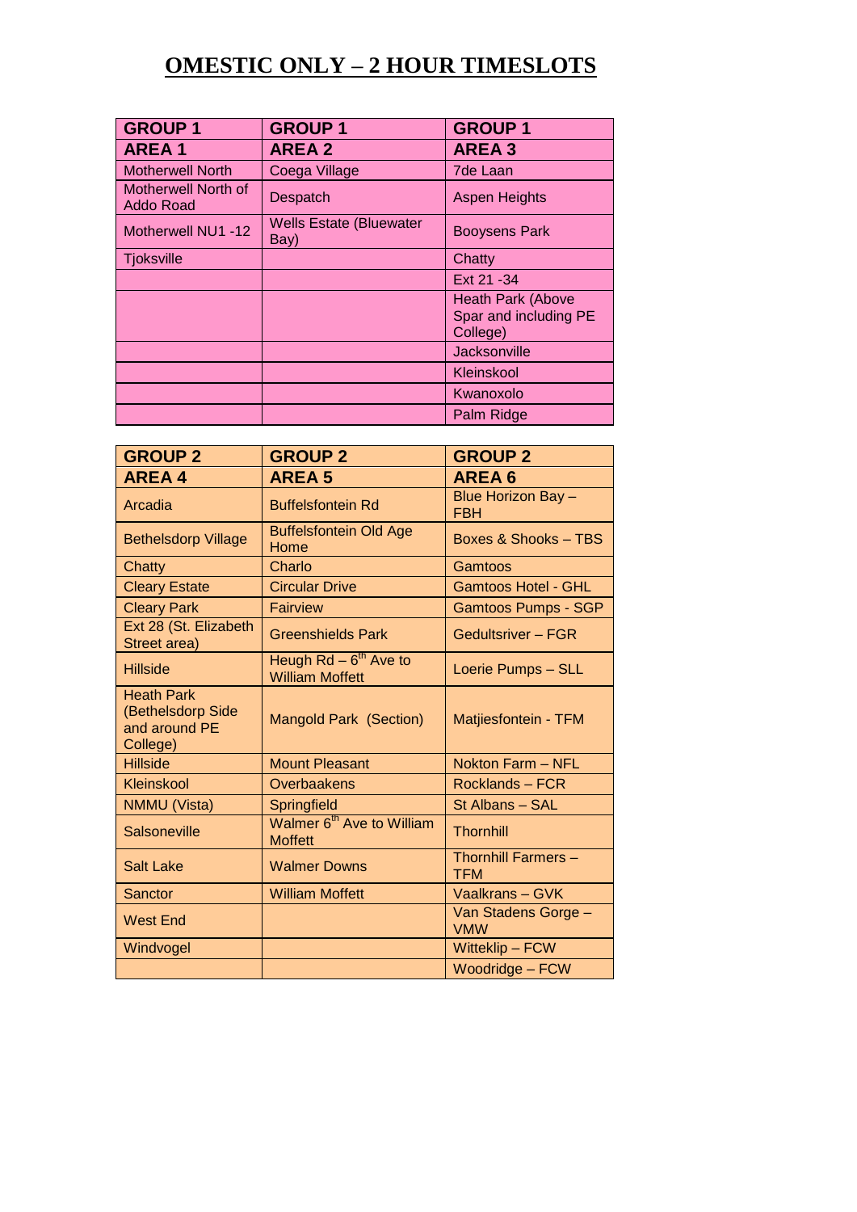# OMESTIC ONLY – 2 HOUR TIMESLOTS

| GROUP 1 | GROUP 1 | GROUP 1 |
|---|---|---|
| **AREA 1** | **AREA 2** | **AREA 3** |
| Motherwell North | Coega Village | 7de Laan |
| Motherwell North of Addo Road | Despatch | Aspen Heights |
| Motherwell NU1 -12 | Wells Estate (Bluewater Bay) | Booysens Park |
| Tjoksville | | Chatty |
| | | Ext 21 -34 |
| | | Heath Park (Above Spar and including PE College) |
| | | Jacksonville |
| | | Kleinskool |
| | | Kwanoxolo |
| | | Palm Ridge |

| GROUP 2 | GROUP 2 | GROUP 2 |
|---|---|---|
| **AREA 4** | **AREA 5** | **AREA 6** |
| Arcadia | Buffelsfontein Rd | Blue Horizon Bay – FBH |
| Bethelsdorp Village | Buffelsfontein Old Age Home | Boxes & Shooks – TBS |
| Chatty | Charlo | Gamtoos |
| Cleary Estate | Circular Drive | Gamtoos Hotel - GHL |
| Cleary Park | Fairview | Gamtoos Pumps - SGP |
| Ext 28 (St. Elizabeth Street area) | Greenshields Park | Gedultsriver – FGR |
| Hillside | Heugh Rd – 6th Ave to William Moffett | Loerie Pumps – SLL |
| Heath Park (Bethelsdorp Side and around PE College) | Mangold Park (Section) | Matjiesfontein - TFM |
| Hillside | Mount Pleasant | Nokton Farm – NFL |
| Kleinskool | Overbaakens | Rocklands – FCR |
| NMMU (Vista) | Springfield | St Albans – SAL |
| Salsoneville | Walmer 6th Ave to William Moffett | Thornhill |
| Salt Lake | Walmer Downs | Thornhill Farmers – TFM |
| Sanctor | William Moffett | Vaalkrans – GVK |
| West End | | Van Stadens Gorge – VMW |
| Windvogel | | Witteklip – FCW |
| | | Woodridge – FCW |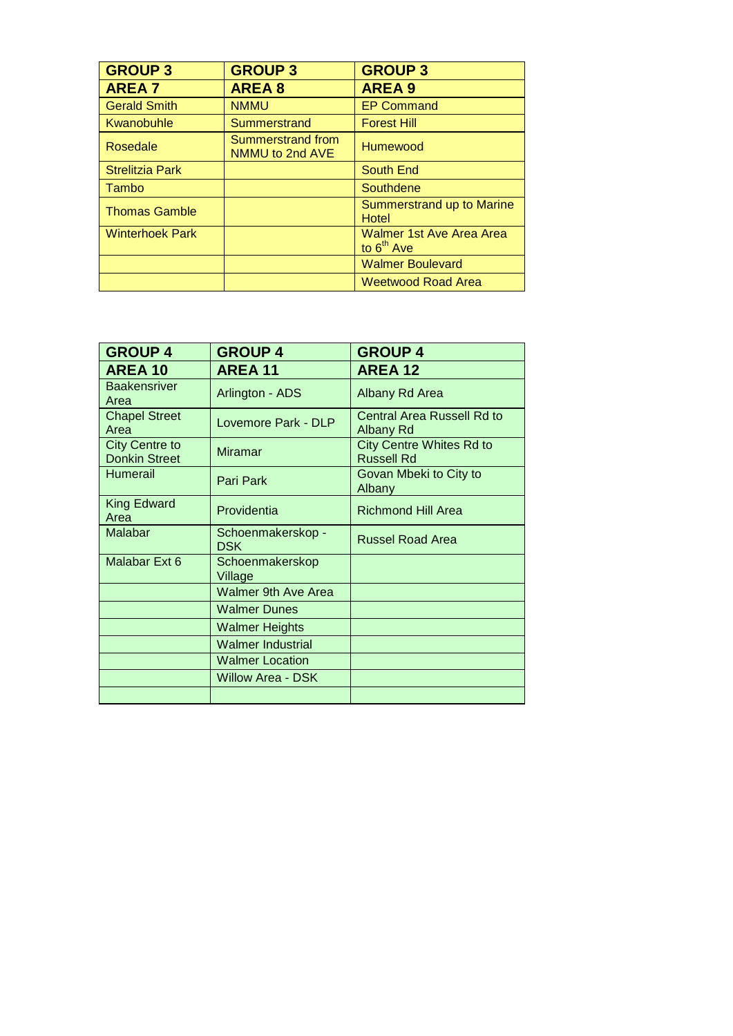| GROUP 3 | GROUP 3 | GROUP 3 |
|---|---|---|
| **AREA 7** | **AREA 8** | **AREA 9** |
| Gerald Smith | NMMU | EP Command |
| Kwanobuhle | Summerstrand | Forest Hill |
| Rosedale | Summerstrand from NMMU to 2nd AVE | Humewood |
| Strelitzia Park | | South End |
| Tambo | | Southdene |
| Thomas Gamble | | Summerstrand up to Marine Hotel |
| Winterhoek Park | | Walmer 1st Ave Area Area to 6th Ave |
| | | Walmer Boulevard |
| | | Weetwood Road Area |

| GROUP 4 | GROUP 4 | GROUP 4 |
|---|---|---|
| **AREA 10** | **AREA 11** | **AREA 12** |
| Baakensriver Area | Arlington - ADS | Albany Rd Area |
| Chapel Street Area | Lovemore Park - DLP | Central Area Russell Rd to Albany Rd |
| City Centre to Donkin Street | Miramar | City Centre Whites Rd to Russell Rd |
| Humerail | Pari Park | Govan Mbeki to City to Albany |
| King Edward Area | Providentia | Richmond Hill Area |
| Malabar | Schoenmakerskop - DSK | Russel Road Area |
| Malabar Ext 6 | Schoenmakerskop Village | |
| | Walmer 9th Ave Area | |
| | Walmer Dunes | |
| | Walmer Heights | |
| | Walmer Industrial | |
| | Walmer Location | |
| | Willow Area - DSK | |
| | | |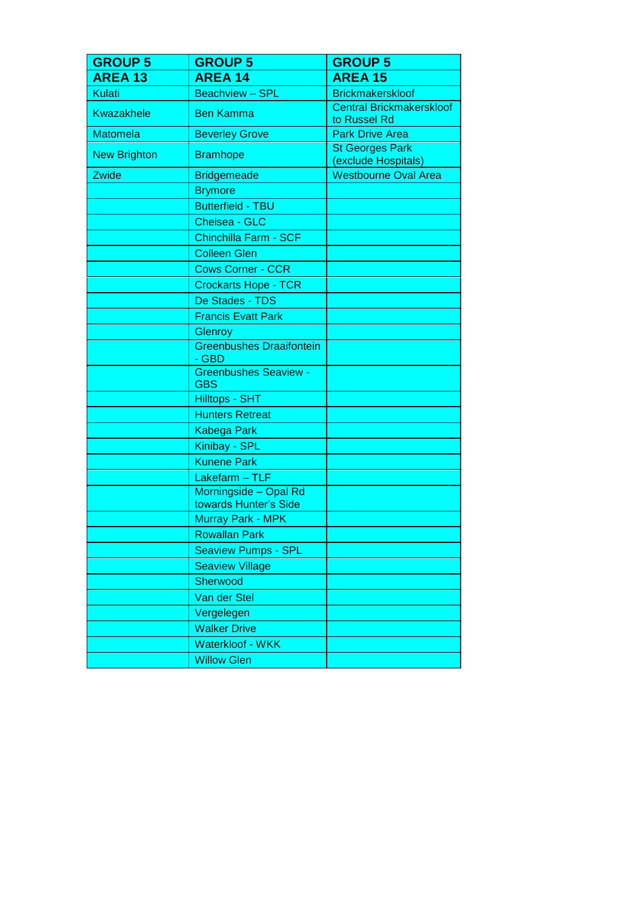| GROUP 5<br>AREA 13 | GROUP 5<br>AREA 14 | GROUP 5<br>AREA 15 |
|---|---|---|
| Kulati | Beachview – SPL | Brickmakerskloof |
| Kwazakhele | Ben Kamma | Central Brickmakerskloof to Russel Rd |
| Matomela | Beverley Grove | Park Drive Area |
| New Brighton | Bramhope | St Georges Park (exclude Hospitals) |
| Zwide | Bridgemeade | Westbourne Oval Area |
| | Brymore | |
| | Butterfield - TBU | |
| | Chelsea - GLC | |
| | Chinchilla Farm - SCF | |
| | Colleen Glen | |
| | Cows Corner - CCR | |
| | Crockarts Hope - TCR | |
| | De Stades - TDS | |
| | Francis Evatt Park | |
| | Glenroy | |
| | Greenbushes Draaifontein - GBD | |
| | Greenbushes Seaview - GBS | |
| | Hilltops - SHT | |
| | Hunters Retreat | |
| | Kabega Park | |
| | Kinibay - SPL | |
| | Kunene Park | |
| | Lakefarm – TLF | |
| | Morningside – Opal Rd towards Hunter's Side | |
| | Murray Park - MPK | |
| | Rowallan Park | |
| | Seaview Pumps - SPL | |
| | Seaview Village | |
| | Sherwood | |
| | Van der Stel | |
| | Vergelegen | |
| | Walker Drive | |
| | Waterkloof - WKK | |
| | Willow Glen | |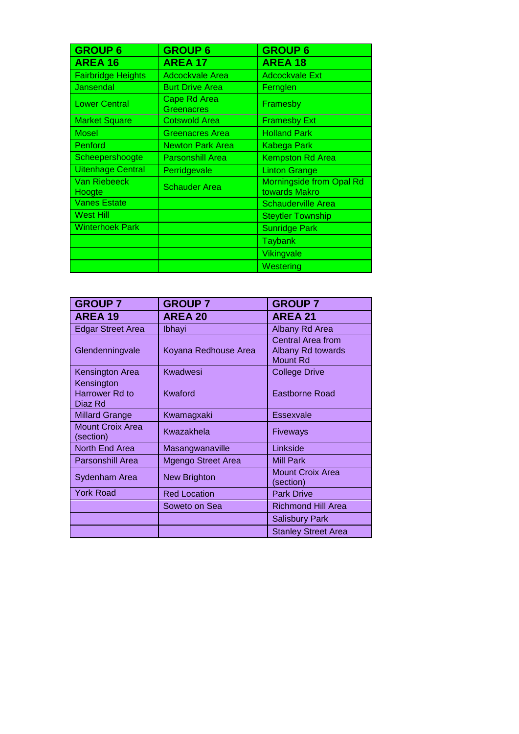| GROUP 6 AREA 16 | GROUP 6 AREA 17 | GROUP 6 AREA 18 |
| --- | --- | --- |
| Fairbridge Heights | Adcockvale Area | Adcockvale Ext |
| Jansendal | Burt Drive Area | Fernglen |
| Lower Central | Cape Rd Area Greenacres | Framesby |
| Market Square | Cotswold Area | Framesby Ext |
| Mosel | Greenacres Area | Holland Park |
| Penford | Newton Park Area | Kabega Park |
| Scheepershoogte | Parsonshill Area | Kempston Rd Area |
| Uitenhage Central | Perridgevale | Linton Grange |
| Van Riebeeck Hoogte | Schauder Area | Morningside from Opal Rd towards Makro |
| Vanes Estate | | Schauderville Area |
| West Hill | | Steytler Township |
| Winterhoek Park | | Sunridge Park |
| | | Taybank |
| | | Vikingvale |
| | | Westering |

| GROUP 7 AREA 19 | GROUP 7 AREA 20 | GROUP 7 AREA 21 |
| --- | --- | --- |
| Edgar Street Area | Ibhayi | Albany Rd Area |
| Glendenningvale | Koyana Redhouse Area | Central Area from Albany Rd towards Mount Rd |
| Kensington Area | Kwadwesi | College Drive |
| Kensington Harrower Rd to Diaz Rd | Kwaford | Eastborne Road |
| Millard Grange | Kwamagxaki | Essexvale |
| Mount Croix Area (section) | Kwazakhela | Fiveways |
| North End Area | Masangwanaville | Linkside |
| Parsonshill Area | Mgengo Street Area | Mill Park |
| Sydenham Area | New Brighton | Mount Croix Area (section) |
| York Road | Red Location | Park Drive |
| | Soweto on Sea | Richmond Hill Area |
| | | Salisbury Park |
| | | Stanley Street Area |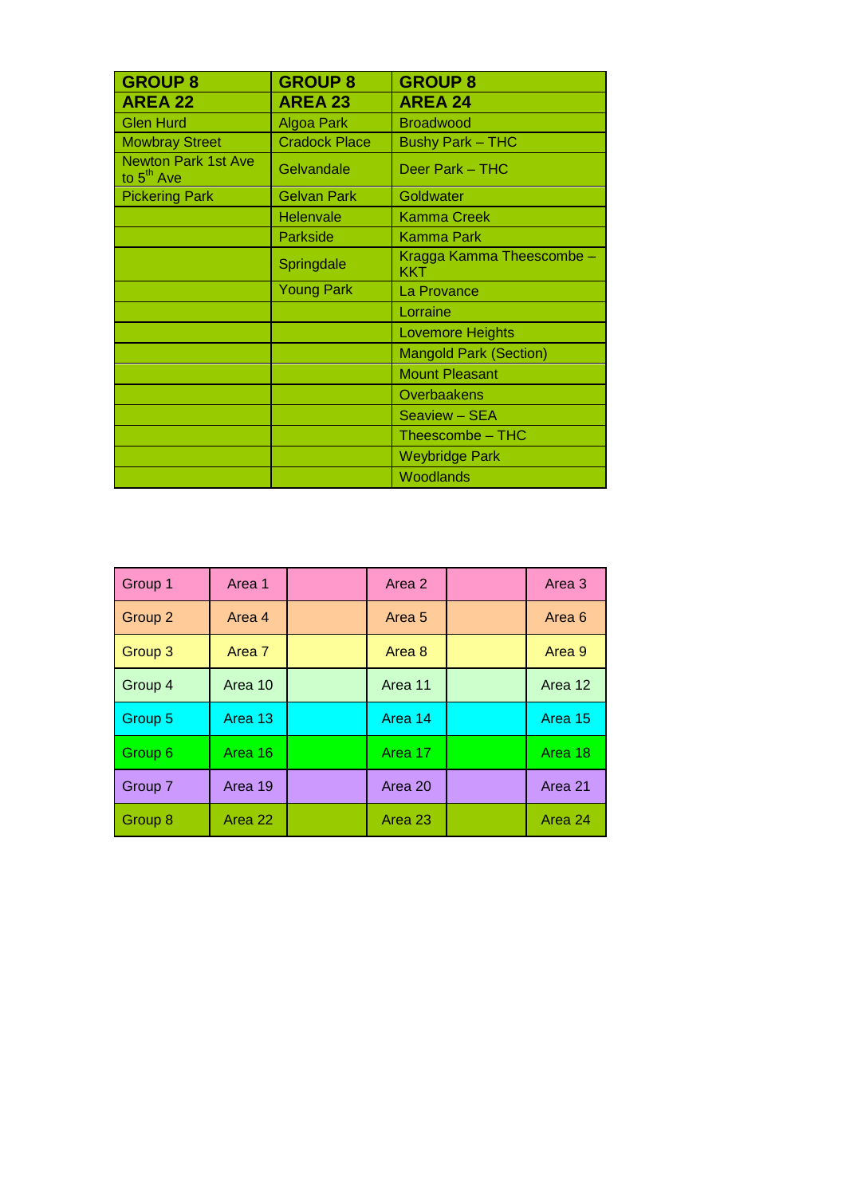| GROUP 8<br>AREA 22 | GROUP 8<br>AREA 23 | GROUP 8<br>AREA 24 |
|---|---|---|
| Glen Hurd | Algoa Park | Broadwood |
| Mowbray Street | Cradock Place | Bushy Park – THC |
| Newton Park 1st Ave to 5th Ave | Gelvandale | Deer Park – THC |
| Pickering Park | Gelvan Park | Goldwater |
| | Helenvale | Kamma Creek |
| | Parkside | Kamma Park |
| | Springdale | Kragga Kamma Theescombe – KKT |
| | Young Park | La Provance |
| | | Lorraine |
| | | Lovemore Heights |
| | | Mangold Park (Section) |
| | | Mount Pleasant |
| | | Overbaakens |
| | | Seaview – SEA |
| | | Theescombe – THC |
| | | Weybridge Park |
| | | Woodlands |

| | | | | | |
|---|---|---|---|---|---|
| Group 1 | Area 1 | | Area 2 | | Area 3 |
| Group 2 | Area 4 | | Area 5 | | Area 6 |
| Group 3 | Area 7 | | Area 8 | | Area 9 |
| Group 4 | Area 10 | | Area 11 | | Area 12 |
| Group 5 | Area 13 | | Area 14 | | Area 15 |
| Group 6 | Area 16 | | Area 17 | | Area 18 |
| Group 7 | Area 19 | | Area 20 | | Area 21 |
| Group 8 | Area 22 | | Area 23 | | Area 24 |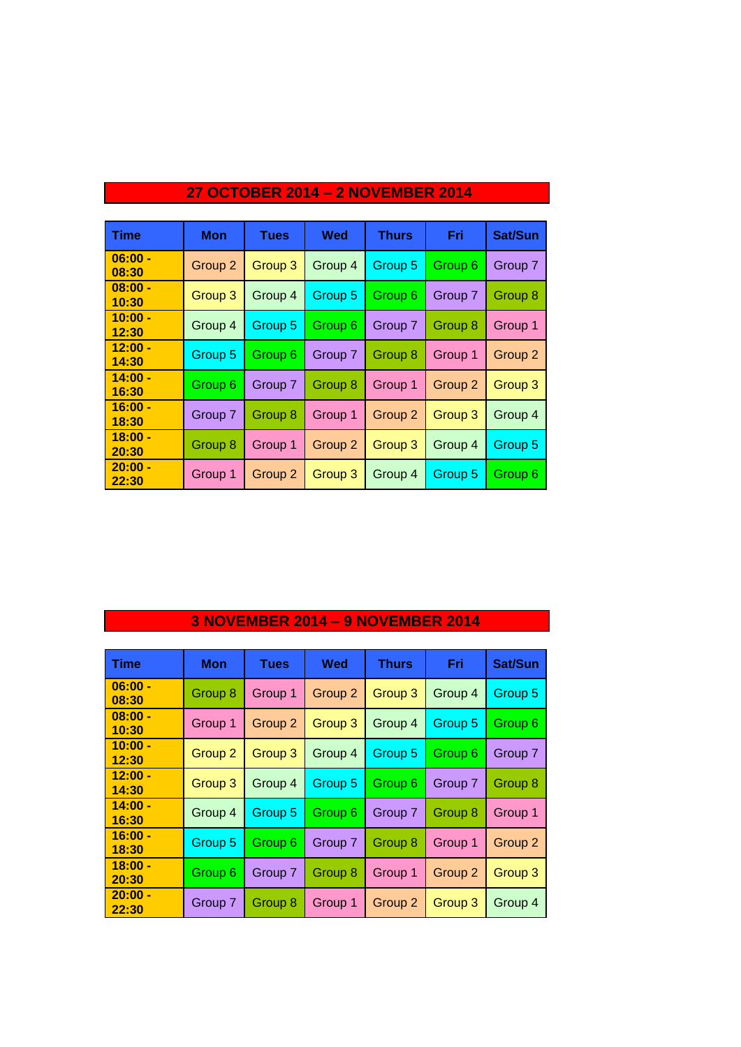## 27 OCTOBER 2014 – 2 NOVEMBER 2014

| Time | Mon | Tues | Wed | Thurs | Fri | Sat/Sun |
|---|---|---|---|---|---|---|
| 06:00 - 08:30 | Group 2 | Group 3 | Group 4 | Group 5 | Group 6 | Group 7 |
| 08:00 - 10:30 | Group 3 | Group 4 | Group 5 | Group 6 | Group 7 | Group 8 |
| 10:00 - 12:30 | Group 4 | Group 5 | Group 6 | Group 7 | Group 8 | Group 1 |
| 12:00 - 14:30 | Group 5 | Group 6 | Group 7 | Group 8 | Group 1 | Group 2 |
| 14:00 - 16:30 | Group 6 | Group 7 | Group 8 | Group 1 | Group 2 | Group 3 |
| 16:00 - 18:30 | Group 7 | Group 8 | Group 1 | Group 2 | Group 3 | Group 4 |
| 18:00 - 20:30 | Group 8 | Group 1 | Group 2 | Group 3 | Group 4 | Group 5 |
| 20:00 - 22:30 | Group 1 | Group 2 | Group 3 | Group 4 | Group 5 | Group 6 |

## 3 NOVEMBER 2014 – 9 NOVEMBER 2014

| Time | Mon | Tues | Wed | Thurs | Fri | Sat/Sun |
|---|---|---|---|---|---|---|
| 06:00 - 08:30 | Group 8 | Group 1 | Group 2 | Group 3 | Group 4 | Group 5 |
| 08:00 - 10:30 | Group 1 | Group 2 | Group 3 | Group 4 | Group 5 | Group 6 |
| 10:00 - 12:30 | Group 2 | Group 3 | Group 4 | Group 5 | Group 6 | Group 7 |
| 12:00 - 14:30 | Group 3 | Group 4 | Group 5 | Group 6 | Group 7 | Group 8 |
| 14:00 - 16:30 | Group 4 | Group 5 | Group 6 | Group 7 | Group 8 | Group 1 |
| 16:00 - 18:30 | Group 5 | Group 6 | Group 7 | Group 8 | Group 1 | Group 2 |
| 18:00 - 20:30 | Group 6 | Group 7 | Group 8 | Group 1 | Group 2 | Group 3 |
| 20:00 - 22:30 | Group 7 | Group 8 | Group 1 | Group 2 | Group 3 | Group 4 |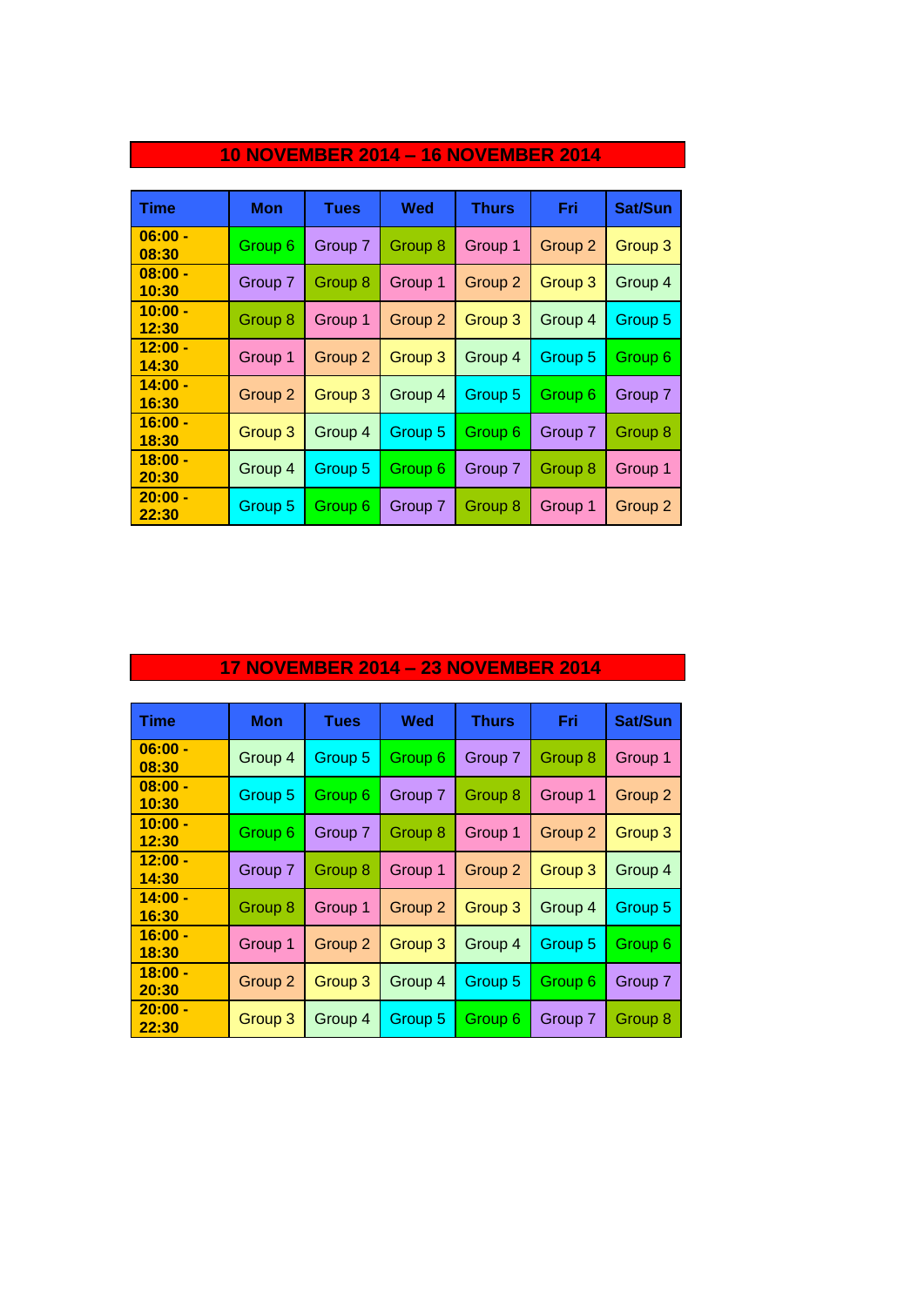## 10 NOVEMBER 2014 – 16 NOVEMBER 2014

| Time | Mon | Tues | Wed | Thurs | Fri | Sat/Sun |
|---|---|---|---|---|---|---|
| 06:00 - 08:30 | Group 6 | Group 7 | Group 8 | Group 1 | Group 2 | Group 3 |
| 08:00 - 10:30 | Group 7 | Group 8 | Group 1 | Group 2 | Group 3 | Group 4 |
| 10:00 - 12:30 | Group 8 | Group 1 | Group 2 | Group 3 | Group 4 | Group 5 |
| 12:00 - 14:30 | Group 1 | Group 2 | Group 3 | Group 4 | Group 5 | Group 6 |
| 14:00 - 16:30 | Group 2 | Group 3 | Group 4 | Group 5 | Group 6 | Group 7 |
| 16:00 - 18:30 | Group 3 | Group 4 | Group 5 | Group 6 | Group 7 | Group 8 |
| 18:00 - 20:30 | Group 4 | Group 5 | Group 6 | Group 7 | Group 8 | Group 1 |
| 20:00 - 22:30 | Group 5 | Group 6 | Group 7 | Group 8 | Group 1 | Group 2 |

## 17 NOVEMBER 2014 – 23 NOVEMBER 2014

| Time | Mon | Tues | Wed | Thurs | Fri | Sat/Sun |
|---|---|---|---|---|---|---|
| 06:00 - 08:30 | Group 4 | Group 5 | Group 6 | Group 7 | Group 8 | Group 1 |
| 08:00 - 10:30 | Group 5 | Group 6 | Group 7 | Group 8 | Group 1 | Group 2 |
| 10:00 - 12:30 | Group 6 | Group 7 | Group 8 | Group 1 | Group 2 | Group 3 |
| 12:00 - 14:30 | Group 7 | Group 8 | Group 1 | Group 2 | Group 3 | Group 4 |
| 14:00 - 16:30 | Group 8 | Group 1 | Group 2 | Group 3 | Group 4 | Group 5 |
| 16:00 - 18:30 | Group 1 | Group 2 | Group 3 | Group 4 | Group 5 | Group 6 |
| 18:00 - 20:30 | Group 2 | Group 3 | Group 4 | Group 5 | Group 6 | Group 7 |
| 20:00 - 22:30 | Group 3 | Group 4 | Group 5 | Group 6 | Group 7 | Group 8 |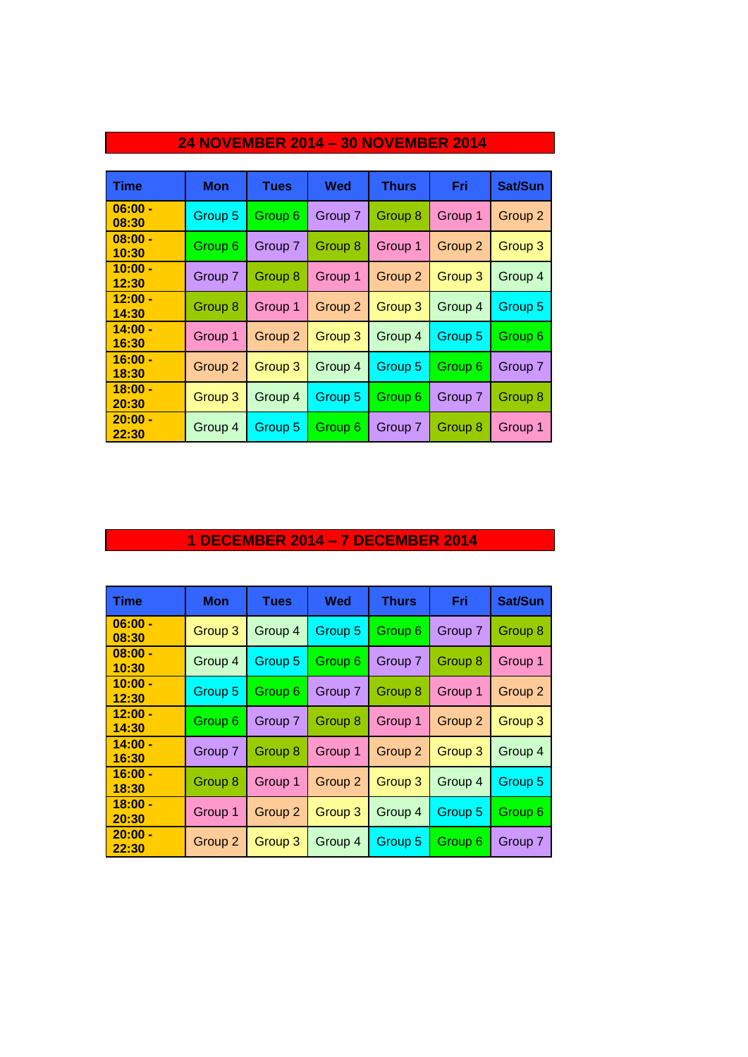## 24 NOVEMBER 2014 – 30 NOVEMBER 2014

| Time | Mon | Tues | Wed | Thurs | Fri | Sat/Sun |
|---|---|---|---|---|---|---|
| 06:00 - 08:30 | Group 5 | Group 6 | Group 7 | Group 8 | Group 1 | Group 2 |
| 08:00 - 10:30 | Group 6 | Group 7 | Group 8 | Group 1 | Group 2 | Group 3 |
| 10:00 - 12:30 | Group 7 | Group 8 | Group 1 | Group 2 | Group 3 | Group 4 |
| 12:00 - 14:30 | Group 8 | Group 1 | Group 2 | Group 3 | Group 4 | Group 5 |
| 14:00 - 16:30 | Group 1 | Group 2 | Group 3 | Group 4 | Group 5 | Group 6 |
| 16:00 - 18:30 | Group 2 | Group 3 | Group 4 | Group 5 | Group 6 | Group 7 |
| 18:00 - 20:30 | Group 3 | Group 4 | Group 5 | Group 6 | Group 7 | Group 8 |
| 20:00 - 22:30 | Group 4 | Group 5 | Group 6 | Group 7 | Group 8 | Group 1 |

## 1 DECEMBER 2014 – 7 DECEMBER 2014

| Time | Mon | Tues | Wed | Thurs | Fri | Sat/Sun |
|---|---|---|---|---|---|---|
| 06:00 - 08:30 | Group 3 | Group 4 | Group 5 | Group 6 | Group 7 | Group 8 |
| 08:00 - 10:30 | Group 4 | Group 5 | Group 6 | Group 7 | Group 8 | Group 1 |
| 10:00 - 12:30 | Group 5 | Group 6 | Group 7 | Group 8 | Group 1 | Group 2 |
| 12:00 - 14:30 | Group 6 | Group 7 | Group 8 | Group 1 | Group 2 | Group 3 |
| 14:00 - 16:30 | Group 7 | Group 8 | Group 1 | Group 2 | Group 3 | Group 4 |
| 16:00 - 18:30 | Group 8 | Group 1 | Group 2 | Group 3 | Group 4 | Group 5 |
| 18:00 - 20:30 | Group 1 | Group 2 | Group 3 | Group 4 | Group 5 | Group 6 |
| 20:00 - 22:30 | Group 2 | Group 3 | Group 4 | Group 5 | Group 6 | Group 7 |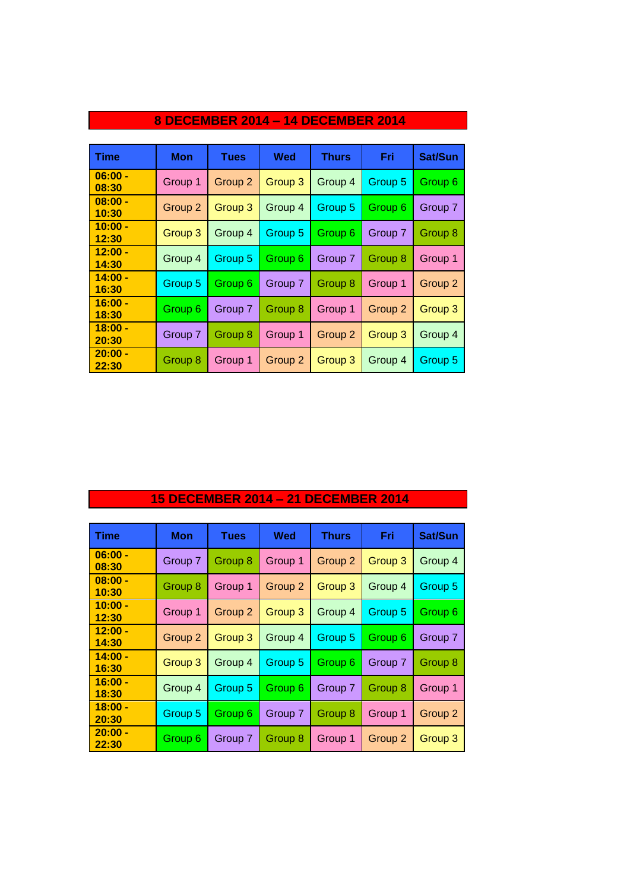## 8 DECEMBER 2014 – 14 DECEMBER 2014

| Time | Mon | Tues | Wed | Thurs | Fri | Sat/Sun |
|---|---|---|---|---|---|---|
| 06:00 - 08:30 | Group 1 | Group 2 | Group 3 | Group 4 | Group 5 | Group 6 |
| 08:00 - 10:30 | Group 2 | Group 3 | Group 4 | Group 5 | Group 6 | Group 7 |
| 10:00 - 12:30 | Group 3 | Group 4 | Group 5 | Group 6 | Group 7 | Group 8 |
| 12:00 - 14:30 | Group 4 | Group 5 | Group 6 | Group 7 | Group 8 | Group 1 |
| 14:00 - 16:30 | Group 5 | Group 6 | Group 7 | Group 8 | Group 1 | Group 2 |
| 16:00 - 18:30 | Group 6 | Group 7 | Group 8 | Group 1 | Group 2 | Group 3 |
| 18:00 - 20:30 | Group 7 | Group 8 | Group 1 | Group 2 | Group 3 | Group 4 |
| 20:00 - 22:30 | Group 8 | Group 1 | Group 2 | Group 3 | Group 4 | Group 5 |

## 15 DECEMBER 2014 – 21 DECEMBER 2014

| Time | Mon | Tues | Wed | Thurs | Fri | Sat/Sun |
|---|---|---|---|---|---|---|
| 06:00 - 08:30 | Group 7 | Group 8 | Group 1 | Group 2 | Group 3 | Group 4 |
| 08:00 - 10:30 | Group 8 | Group 1 | Group 2 | Group 3 | Group 4 | Group 5 |
| 10:00 - 12:30 | Group 1 | Group 2 | Group 3 | Group 4 | Group 5 | Group 6 |
| 12:00 - 14:30 | Group 2 | Group 3 | Group 4 | Group 5 | Group 6 | Group 7 |
| 14:00 - 16:30 | Group 3 | Group 4 | Group 5 | Group 6 | Group 7 | Group 8 |
| 16:00 - 18:30 | Group 4 | Group 5 | Group 6 | Group 7 | Group 8 | Group 1 |
| 18:00 - 20:30 | Group 5 | Group 6 | Group 7 | Group 8 | Group 1 | Group 2 |
| 20:00 - 22:30 | Group 6 | Group 7 | Group 8 | Group 1 | Group 2 | Group 3 |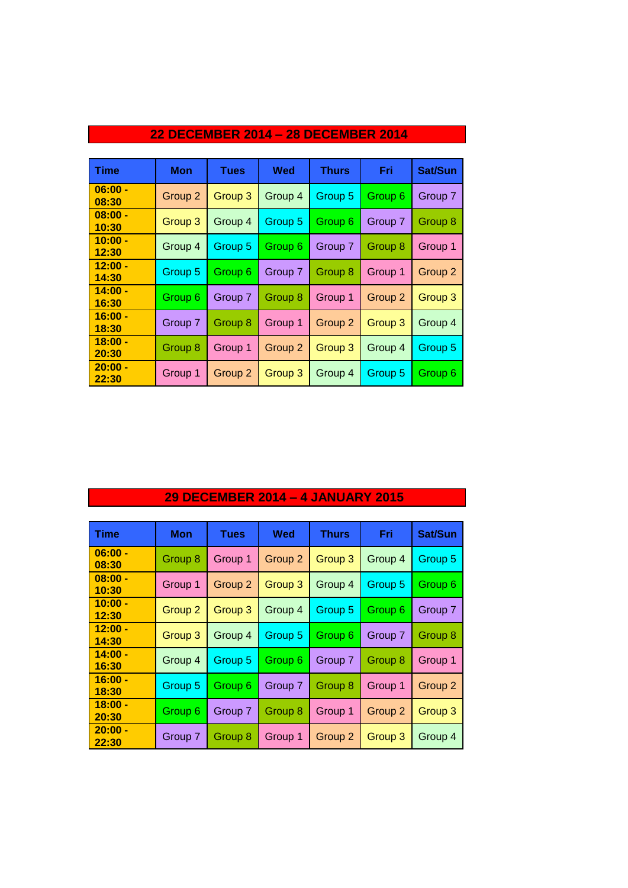## 22 DECEMBER 2014 – 28 DECEMBER 2014

| Time | Mon | Tues | Wed | Thurs | Fri | Sat/Sun |
|---|---|---|---|---|---|---|
| 06:00 - 08:30 | Group 2 | Group 3 | Group 4 | Group 5 | Group 6 | Group 7 |
| 08:00 - 10:30 | Group 3 | Group 4 | Group 5 | Group 6 | Group 7 | Group 8 |
| 10:00 - 12:30 | Group 4 | Group 5 | Group 6 | Group 7 | Group 8 | Group 1 |
| 12:00 - 14:30 | Group 5 | Group 6 | Group 7 | Group 8 | Group 1 | Group 2 |
| 14:00 - 16:30 | Group 6 | Group 7 | Group 8 | Group 1 | Group 2 | Group 3 |
| 16:00 - 18:30 | Group 7 | Group 8 | Group 1 | Group 2 | Group 3 | Group 4 |
| 18:00 - 20:30 | Group 8 | Group 1 | Group 2 | Group 3 | Group 4 | Group 5 |
| 20:00 - 22:30 | Group 1 | Group 2 | Group 3 | Group 4 | Group 5 | Group 6 |

## 29 DECEMBER 2014 – 4 JANUARY 2015

| Time | Mon | Tues | Wed | Thurs | Fri | Sat/Sun |
|---|---|---|---|---|---|---|
| 06:00 - 08:30 | Group 8 | Group 1 | Group 2 | Group 3 | Group 4 | Group 5 |
| 08:00 - 10:30 | Group 1 | Group 2 | Group 3 | Group 4 | Group 5 | Group 6 |
| 10:00 - 12:30 | Group 2 | Group 3 | Group 4 | Group 5 | Group 6 | Group 7 |
| 12:00 - 14:30 | Group 3 | Group 4 | Group 5 | Group 6 | Group 7 | Group 8 |
| 14:00 - 16:30 | Group 4 | Group 5 | Group 6 | Group 7 | Group 8 | Group 1 |
| 16:00 - 18:30 | Group 5 | Group 6 | Group 7 | Group 8 | Group 1 | Group 2 |
| 18:00 - 20:30 | Group 6 | Group 7 | Group 8 | Group 1 | Group 2 | Group 3 |
| 20:00 - 22:30 | Group 7 | Group 8 | Group 1 | Group 2 | Group 3 | Group 4 |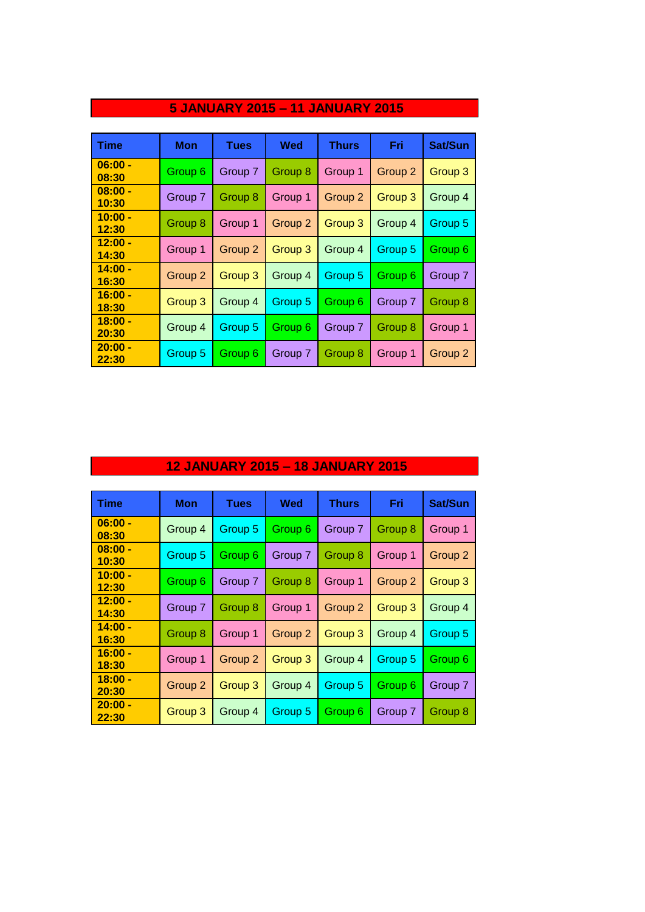## 5 JANUARY 2015 – 11 JANUARY 2015

| Time | Mon | Tues | Wed | Thurs | Fri | Sat/Sun |
|---|---|---|---|---|---|---|
| 06:00 - 08:30 | Group 6 | Group 7 | Group 8 | Group 1 | Group 2 | Group 3 |
| 08:00 - 10:30 | Group 7 | Group 8 | Group 1 | Group 2 | Group 3 | Group 4 |
| 10:00 - 12:30 | Group 8 | Group 1 | Group 2 | Group 3 | Group 4 | Group 5 |
| 12:00 - 14:30 | Group 1 | Group 2 | Group 3 | Group 4 | Group 5 | Group 6 |
| 14:00 - 16:30 | Group 2 | Group 3 | Group 4 | Group 5 | Group 6 | Group 7 |
| 16:00 - 18:30 | Group 3 | Group 4 | Group 5 | Group 6 | Group 7 | Group 8 |
| 18:00 - 20:30 | Group 4 | Group 5 | Group 6 | Group 7 | Group 8 | Group 1 |
| 20:00 - 22:30 | Group 5 | Group 6 | Group 7 | Group 8 | Group 1 | Group 2 |

## 12 JANUARY 2015 – 18 JANUARY 2015

| Time | Mon | Tues | Wed | Thurs | Fri | Sat/Sun |
|---|---|---|---|---|---|---|
| 06:00 - 08:30 | Group 4 | Group 5 | Group 6 | Group 7 | Group 8 | Group 1 |
| 08:00 - 10:30 | Group 5 | Group 6 | Group 7 | Group 8 | Group 1 | Group 2 |
| 10:00 - 12:30 | Group 6 | Group 7 | Group 8 | Group 1 | Group 2 | Group 3 |
| 12:00 - 14:30 | Group 7 | Group 8 | Group 1 | Group 2 | Group 3 | Group 4 |
| 14:00 - 16:30 | Group 8 | Group 1 | Group 2 | Group 3 | Group 4 | Group 5 |
| 16:00 - 18:30 | Group 1 | Group 2 | Group 3 | Group 4 | Group 5 | Group 6 |
| 18:00 - 20:30 | Group 2 | Group 3 | Group 4 | Group 5 | Group 6 | Group 7 |
| 20:00 - 22:30 | Group 3 | Group 4 | Group 5 | Group 6 | Group 7 | Group 8 |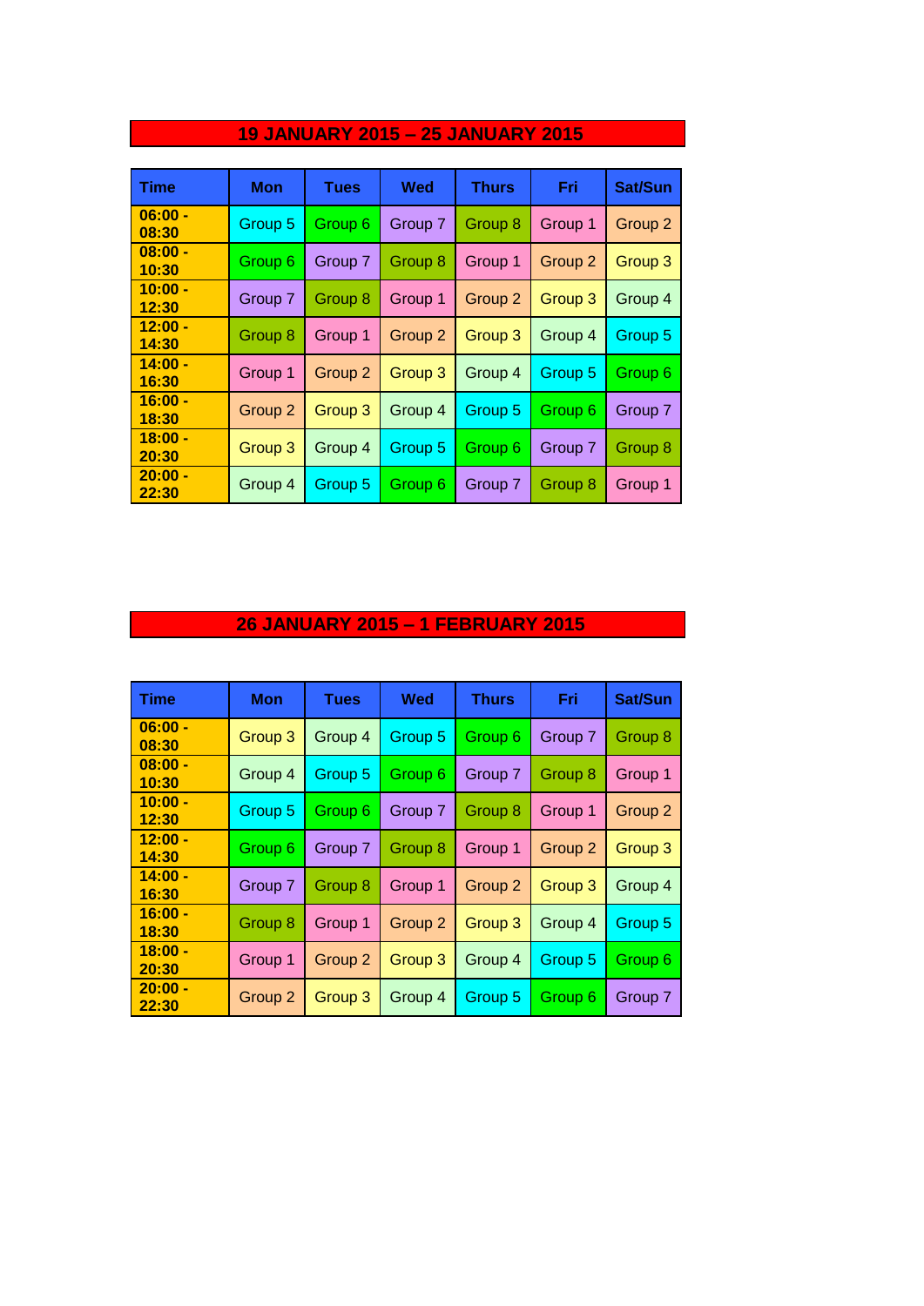## 19 JANUARY 2015 – 25 JANUARY 2015

| Time | Mon | Tues | Wed | Thurs | Fri | Sat/Sun |
|---|---|---|---|---|---|---|
| 06:00 - 08:30 | Group 5 | Group 6 | Group 7 | Group 8 | Group 1 | Group 2 |
| 08:00 - 10:30 | Group 6 | Group 7 | Group 8 | Group 1 | Group 2 | Group 3 |
| 10:00 - 12:30 | Group 7 | Group 8 | Group 1 | Group 2 | Group 3 | Group 4 |
| 12:00 - 14:30 | Group 8 | Group 1 | Group 2 | Group 3 | Group 4 | Group 5 |
| 14:00 - 16:30 | Group 1 | Group 2 | Group 3 | Group 4 | Group 5 | Group 6 |
| 16:00 - 18:30 | Group 2 | Group 3 | Group 4 | Group 5 | Group 6 | Group 7 |
| 18:00 - 20:30 | Group 3 | Group 4 | Group 5 | Group 6 | Group 7 | Group 8 |
| 20:00 - 22:30 | Group 4 | Group 5 | Group 6 | Group 7 | Group 8 | Group 1 |

## 26 JANUARY 2015 – 1 FEBRUARY 2015

| Time | Mon | Tues | Wed | Thurs | Fri | Sat/Sun |
|---|---|---|---|---|---|---|
| 06:00 - 08:30 | Group 3 | Group 4 | Group 5 | Group 6 | Group 7 | Group 8 |
| 08:00 - 10:30 | Group 4 | Group 5 | Group 6 | Group 7 | Group 8 | Group 1 |
| 10:00 - 12:30 | Group 5 | Group 6 | Group 7 | Group 8 | Group 1 | Group 2 |
| 12:00 - 14:30 | Group 6 | Group 7 | Group 8 | Group 1 | Group 2 | Group 3 |
| 14:00 - 16:30 | Group 7 | Group 8 | Group 1 | Group 2 | Group 3 | Group 4 |
| 16:00 - 18:30 | Group 8 | Group 1 | Group 2 | Group 3 | Group 4 | Group 5 |
| 18:00 - 20:30 | Group 1 | Group 2 | Group 3 | Group 4 | Group 5 | Group 6 |
| 20:00 - 22:30 | Group 2 | Group 3 | Group 4 | Group 5 | Group 6 | Group 7 |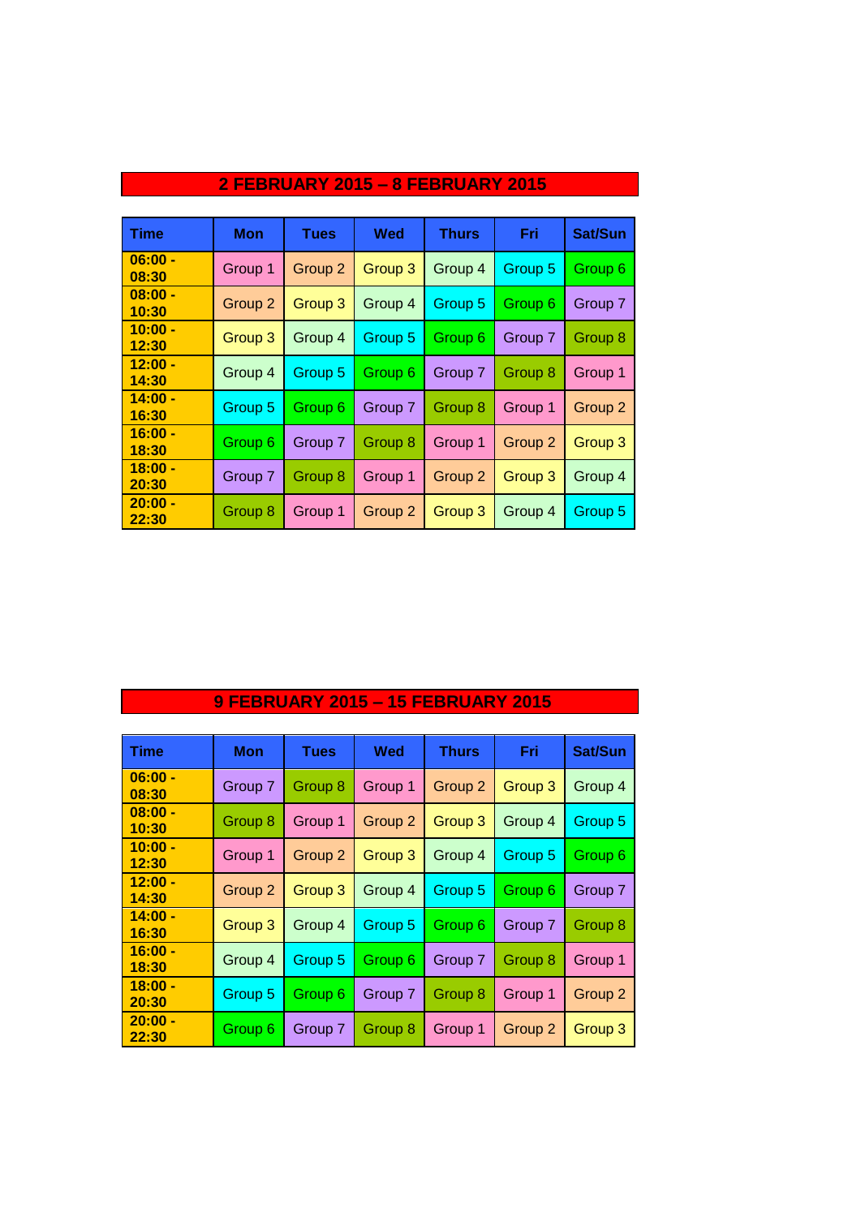## 2 FEBRUARY 2015 – 8 FEBRUARY 2015

| Time | Mon | Tues | Wed | Thurs | Fri | Sat/Sun |
|---|---|---|---|---|---|---|
| 06:00 - 08:30 | Group 1 | Group 2 | Group 3 | Group 4 | Group 5 | Group 6 |
| 08:00 - 10:30 | Group 2 | Group 3 | Group 4 | Group 5 | Group 6 | Group 7 |
| 10:00 - 12:30 | Group 3 | Group 4 | Group 5 | Group 6 | Group 7 | Group 8 |
| 12:00 - 14:30 | Group 4 | Group 5 | Group 6 | Group 7 | Group 8 | Group 1 |
| 14:00 - 16:30 | Group 5 | Group 6 | Group 7 | Group 8 | Group 1 | Group 2 |
| 16:00 - 18:30 | Group 6 | Group 7 | Group 8 | Group 1 | Group 2 | Group 3 |
| 18:00 - 20:30 | Group 7 | Group 8 | Group 1 | Group 2 | Group 3 | Group 4 |
| 20:00 - 22:30 | Group 8 | Group 1 | Group 2 | Group 3 | Group 4 | Group 5 |

## 9 FEBRUARY 2015 – 15 FEBRUARY 2015

| Time | Mon | Tues | Wed | Thurs | Fri | Sat/Sun |
|---|---|---|---|---|---|---|
| 06:00 - 08:30 | Group 7 | Group 8 | Group 1 | Group 2 | Group 3 | Group 4 |
| 08:00 - 10:30 | Group 8 | Group 1 | Group 2 | Group 3 | Group 4 | Group 5 |
| 10:00 - 12:30 | Group 1 | Group 2 | Group 3 | Group 4 | Group 5 | Group 6 |
| 12:00 - 14:30 | Group 2 | Group 3 | Group 4 | Group 5 | Group 6 | Group 7 |
| 14:00 - 16:30 | Group 3 | Group 4 | Group 5 | Group 6 | Group 7 | Group 8 |
| 16:00 - 18:30 | Group 4 | Group 5 | Group 6 | Group 7 | Group 8 | Group 1 |
| 18:00 - 20:30 | Group 5 | Group 6 | Group 7 | Group 8 | Group 1 | Group 2 |
| 20:00 - 22:30 | Group 6 | Group 7 | Group 8 | Group 1 | Group 2 | Group 3 |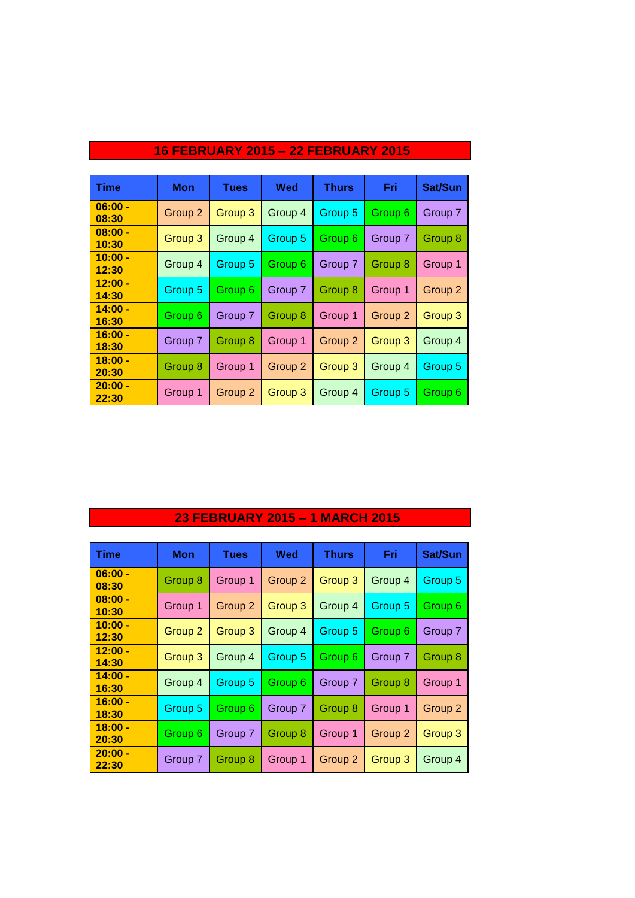## 16 FEBRUARY 2015 – 22 FEBRUARY 2015

| Time | Mon | Tues | Wed | Thurs | Fri | Sat/Sun |
|---|---|---|---|---|---|---|
| 06:00 - 08:30 | Group 2 | Group 3 | Group 4 | Group 5 | Group 6 | Group 7 |
| 08:00 - 10:30 | Group 3 | Group 4 | Group 5 | Group 6 | Group 7 | Group 8 |
| 10:00 - 12:30 | Group 4 | Group 5 | Group 6 | Group 7 | Group 8 | Group 1 |
| 12:00 - 14:30 | Group 5 | Group 6 | Group 7 | Group 8 | Group 1 | Group 2 |
| 14:00 - 16:30 | Group 6 | Group 7 | Group 8 | Group 1 | Group 2 | Group 3 |
| 16:00 - 18:30 | Group 7 | Group 8 | Group 1 | Group 2 | Group 3 | Group 4 |
| 18:00 - 20:30 | Group 8 | Group 1 | Group 2 | Group 3 | Group 4 | Group 5 |
| 20:00 - 22:30 | Group 1 | Group 2 | Group 3 | Group 4 | Group 5 | Group 6 |

## 23 FEBRUARY 2015 – 1 MARCH 2015

| Time | Mon | Tues | Wed | Thurs | Fri | Sat/Sun |
|---|---|---|---|---|---|---|
| 06:00 - 08:30 | Group 8 | Group 1 | Group 2 | Group 3 | Group 4 | Group 5 |
| 08:00 - 10:30 | Group 1 | Group 2 | Group 3 | Group 4 | Group 5 | Group 6 |
| 10:00 - 12:30 | Group 2 | Group 3 | Group 4 | Group 5 | Group 6 | Group 7 |
| 12:00 - 14:30 | Group 3 | Group 4 | Group 5 | Group 6 | Group 7 | Group 8 |
| 14:00 - 16:30 | Group 4 | Group 5 | Group 6 | Group 7 | Group 8 | Group 1 |
| 16:00 - 18:30 | Group 5 | Group 6 | Group 7 | Group 8 | Group 1 | Group 2 |
| 18:00 - 20:30 | Group 6 | Group 7 | Group 8 | Group 1 | Group 2 | Group 3 |
| 20:00 - 22:30 | Group 7 | Group 8 | Group 1 | Group 2 | Group 3 | Group 4 |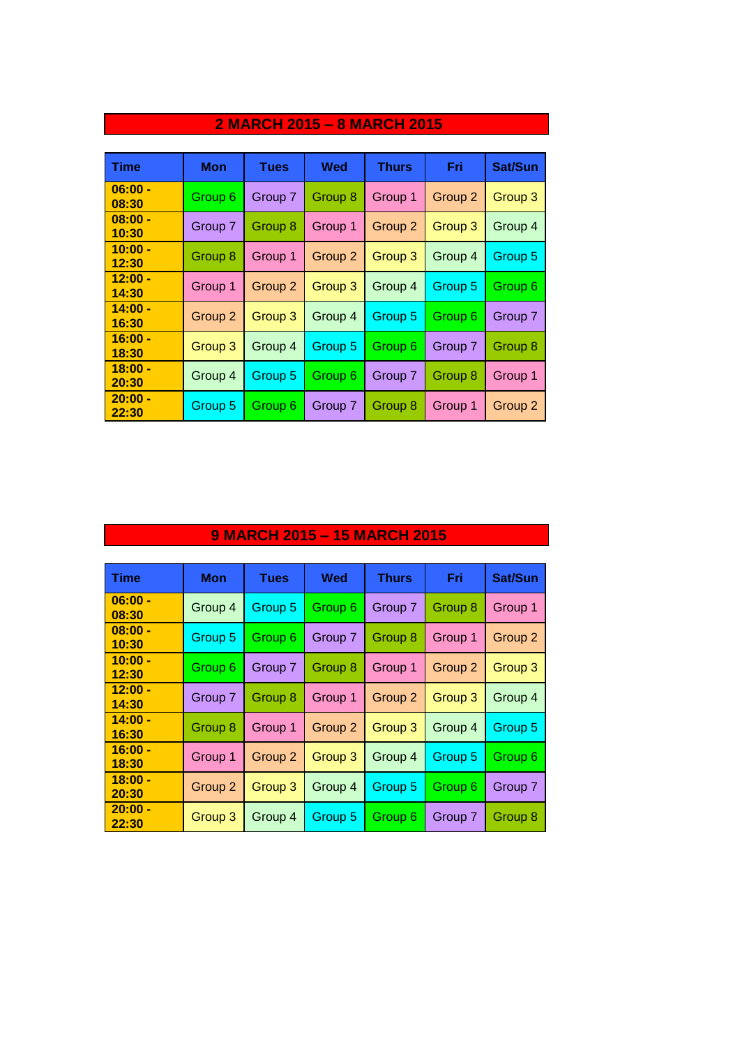## 2 MARCH 2015 – 8 MARCH 2015

| Time | Mon | Tues | Wed | Thurs | Fri | Sat/Sun |
|---|---|---|---|---|---|---|
| 06:00 - 08:30 | Group 6 | Group 7 | Group 8 | Group 1 | Group 2 | Group 3 |
| 08:00 - 10:30 | Group 7 | Group 8 | Group 1 | Group 2 | Group 3 | Group 4 |
| 10:00 - 12:30 | Group 8 | Group 1 | Group 2 | Group 3 | Group 4 | Group 5 |
| 12:00 - 14:30 | Group 1 | Group 2 | Group 3 | Group 4 | Group 5 | Group 6 |
| 14:00 - 16:30 | Group 2 | Group 3 | Group 4 | Group 5 | Group 6 | Group 7 |
| 16:00 - 18:30 | Group 3 | Group 4 | Group 5 | Group 6 | Group 7 | Group 8 |
| 18:00 - 20:30 | Group 4 | Group 5 | Group 6 | Group 7 | Group 8 | Group 1 |
| 20:00 - 22:30 | Group 5 | Group 6 | Group 7 | Group 8 | Group 1 | Group 2 |

## 9 MARCH 2015 – 15 MARCH 2015

| Time | Mon | Tues | Wed | Thurs | Fri | Sat/Sun |
|---|---|---|---|---|---|---|
| 06:00 - 08:30 | Group 4 | Group 5 | Group 6 | Group 7 | Group 8 | Group 1 |
| 08:00 - 10:30 | Group 5 | Group 6 | Group 7 | Group 8 | Group 1 | Group 2 |
| 10:00 - 12:30 | Group 6 | Group 7 | Group 8 | Group 1 | Group 2 | Group 3 |
| 12:00 - 14:30 | Group 7 | Group 8 | Group 1 | Group 2 | Group 3 | Group 4 |
| 14:00 - 16:30 | Group 8 | Group 1 | Group 2 | Group 3 | Group 4 | Group 5 |
| 16:00 - 18:30 | Group 1 | Group 2 | Group 3 | Group 4 | Group 5 | Group 6 |
| 18:00 - 20:30 | Group 2 | Group 3 | Group 4 | Group 5 | Group 6 | Group 7 |
| 20:00 - 22:30 | Group 3 | Group 4 | Group 5 | Group 6 | Group 7 | Group 8 |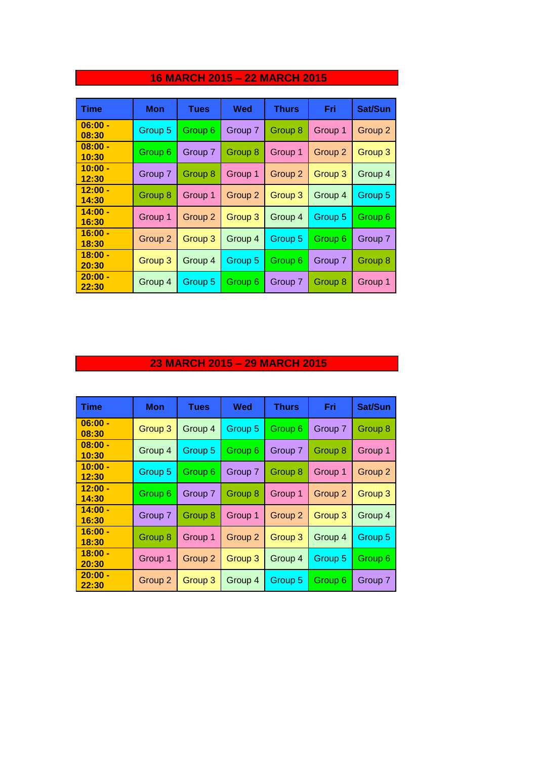## 16 MARCH 2015 – 22 MARCH 2015

| Time | Mon | Tues | Wed | Thurs | Fri | Sat/Sun |
|---|---|---|---|---|---|---|
| 06:00 - 08:30 | Group 5 | Group 6 | Group 7 | Group 8 | Group 1 | Group 2 |
| 08:00 - 10:30 | Group 6 | Group 7 | Group 8 | Group 1 | Group 2 | Group 3 |
| 10:00 - 12:30 | Group 7 | Group 8 | Group 1 | Group 2 | Group 3 | Group 4 |
| 12:00 - 14:30 | Group 8 | Group 1 | Group 2 | Group 3 | Group 4 | Group 5 |
| 14:00 - 16:30 | Group 1 | Group 2 | Group 3 | Group 4 | Group 5 | Group 6 |
| 16:00 - 18:30 | Group 2 | Group 3 | Group 4 | Group 5 | Group 6 | Group 7 |
| 18:00 - 20:30 | Group 3 | Group 4 | Group 5 | Group 6 | Group 7 | Group 8 |
| 20:00 - 22:30 | Group 4 | Group 5 | Group 6 | Group 7 | Group 8 | Group 1 |

## 23 MARCH 2015 – 29 MARCH 2015

| Time | Mon | Tues | Wed | Thurs | Fri | Sat/Sun |
|---|---|---|---|---|---|---|
| 06:00 - 08:30 | Group 3 | Group 4 | Group 5 | Group 6 | Group 7 | Group 8 |
| 08:00 - 10:30 | Group 4 | Group 5 | Group 6 | Group 7 | Group 8 | Group 1 |
| 10:00 - 12:30 | Group 5 | Group 6 | Group 7 | Group 8 | Group 1 | Group 2 |
| 12:00 - 14:30 | Group 6 | Group 7 | Group 8 | Group 1 | Group 2 | Group 3 |
| 14:00 - 16:30 | Group 7 | Group 8 | Group 1 | Group 2 | Group 3 | Group 4 |
| 16:00 - 18:30 | Group 8 | Group 1 | Group 2 | Group 3 | Group 4 | Group 5 |
| 18:00 - 20:30 | Group 1 | Group 2 | Group 3 | Group 4 | Group 5 | Group 6 |
| 20:00 - 22:30 | Group 2 | Group 3 | Group 4 | Group 5 | Group 6 | Group 7 |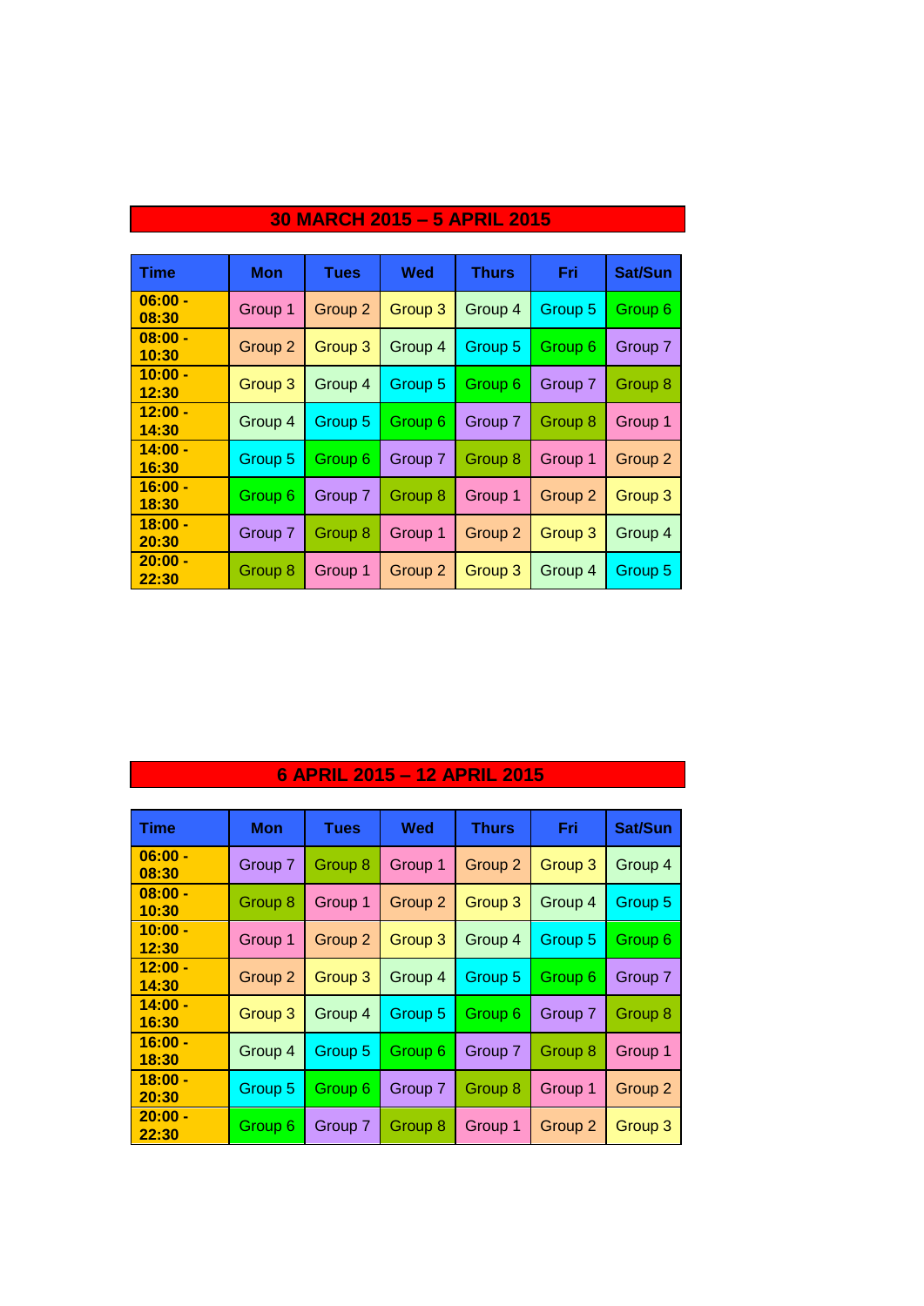## 30 MARCH 2015 – 5 APRIL 2015

| Time | Mon | Tues | Wed | Thurs | Fri | Sat/Sun |
|---|---|---|---|---|---|---|
| 06:00 - 08:30 | Group 1 | Group 2 | Group 3 | Group 4 | Group 5 | Group 6 |
| 08:00 - 10:30 | Group 2 | Group 3 | Group 4 | Group 5 | Group 6 | Group 7 |
| 10:00 - 12:30 | Group 3 | Group 4 | Group 5 | Group 6 | Group 7 | Group 8 |
| 12:00 - 14:30 | Group 4 | Group 5 | Group 6 | Group 7 | Group 8 | Group 1 |
| 14:00 - 16:30 | Group 5 | Group 6 | Group 7 | Group 8 | Group 1 | Group 2 |
| 16:00 - 18:30 | Group 6 | Group 7 | Group 8 | Group 1 | Group 2 | Group 3 |
| 18:00 - 20:30 | Group 7 | Group 8 | Group 1 | Group 2 | Group 3 | Group 4 |
| 20:00 - 22:30 | Group 8 | Group 1 | Group 2 | Group 3 | Group 4 | Group 5 |

## 6 APRIL 2015 – 12 APRIL 2015

| Time | Mon | Tues | Wed | Thurs | Fri | Sat/Sun |
|---|---|---|---|---|---|---|
| 06:00 - 08:30 | Group 7 | Group 8 | Group 1 | Group 2 | Group 3 | Group 4 |
| 08:00 - 10:30 | Group 8 | Group 1 | Group 2 | Group 3 | Group 4 | Group 5 |
| 10:00 - 12:30 | Group 1 | Group 2 | Group 3 | Group 4 | Group 5 | Group 6 |
| 12:00 - 14:30 | Group 2 | Group 3 | Group 4 | Group 5 | Group 6 | Group 7 |
| 14:00 - 16:30 | Group 3 | Group 4 | Group 5 | Group 6 | Group 7 | Group 8 |
| 16:00 - 18:30 | Group 4 | Group 5 | Group 6 | Group 7 | Group 8 | Group 1 |
| 18:00 - 20:30 | Group 5 | Group 6 | Group 7 | Group 8 | Group 1 | Group 2 |
| 20:00 - 22:30 | Group 6 | Group 7 | Group 8 | Group 1 | Group 2 | Group 3 |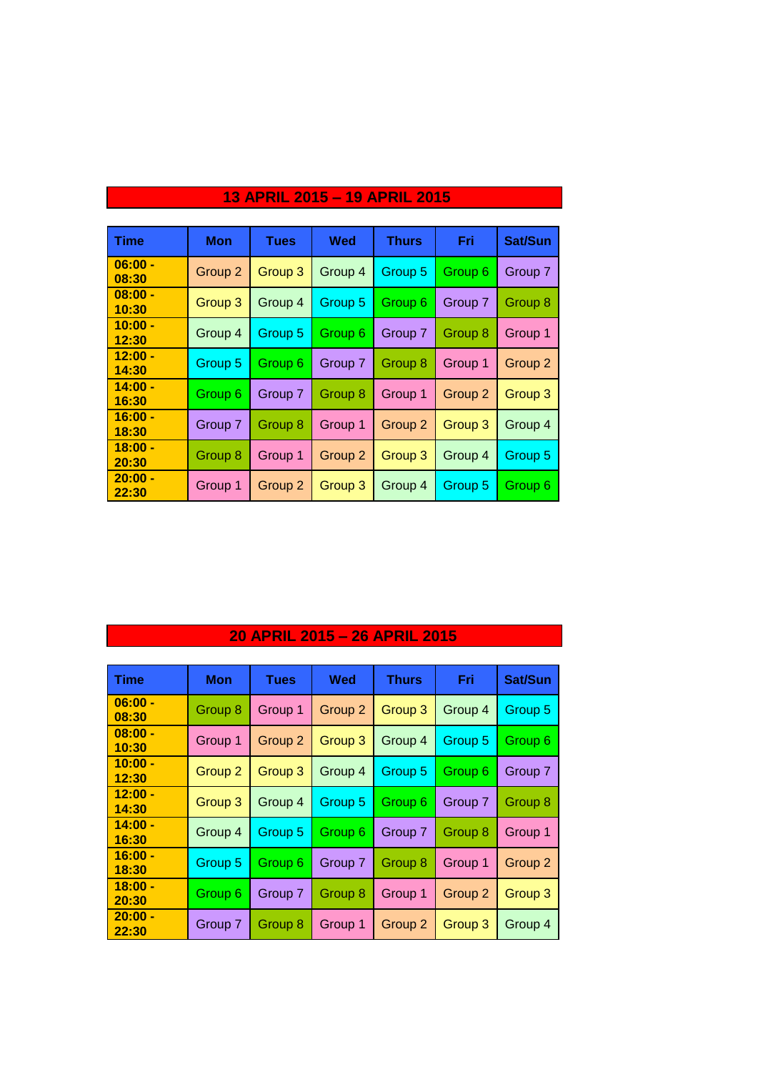## 13 APRIL 2015 – 19 APRIL 2015

| Time | Mon | Tues | Wed | Thurs | Fri | Sat/Sun |
|---|---|---|---|---|---|---|
| 06:00 - 08:30 | Group 2 | Group 3 | Group 4 | Group 5 | Group 6 | Group 7 |
| 08:00 - 10:30 | Group 3 | Group 4 | Group 5 | Group 6 | Group 7 | Group 8 |
| 10:00 - 12:30 | Group 4 | Group 5 | Group 6 | Group 7 | Group 8 | Group 1 |
| 12:00 - 14:30 | Group 5 | Group 6 | Group 7 | Group 8 | Group 1 | Group 2 |
| 14:00 - 16:30 | Group 6 | Group 7 | Group 8 | Group 1 | Group 2 | Group 3 |
| 16:00 - 18:30 | Group 7 | Group 8 | Group 1 | Group 2 | Group 3 | Group 4 |
| 18:00 - 20:30 | Group 8 | Group 1 | Group 2 | Group 3 | Group 4 | Group 5 |
| 20:00 - 22:30 | Group 1 | Group 2 | Group 3 | Group 4 | Group 5 | Group 6 |

## 20 APRIL 2015 – 26 APRIL 2015

| Time | Mon | Tues | Wed | Thurs | Fri | Sat/Sun |
|---|---|---|---|---|---|---|
| 06:00 - 08:30 | Group 8 | Group 1 | Group 2 | Group 3 | Group 4 | Group 5 |
| 08:00 - 10:30 | Group 1 | Group 2 | Group 3 | Group 4 | Group 5 | Group 6 |
| 10:00 - 12:30 | Group 2 | Group 3 | Group 4 | Group 5 | Group 6 | Group 7 |
| 12:00 - 14:30 | Group 3 | Group 4 | Group 5 | Group 6 | Group 7 | Group 8 |
| 14:00 - 16:30 | Group 4 | Group 5 | Group 6 | Group 7 | Group 8 | Group 1 |
| 16:00 - 18:30 | Group 5 | Group 6 | Group 7 | Group 8 | Group 1 | Group 2 |
| 18:00 - 20:30 | Group 6 | Group 7 | Group 8 | Group 1 | Group 2 | Group 3 |
| 20:00 - 22:30 | Group 7 | Group 8 | Group 1 | Group 2 | Group 3 | Group 4 |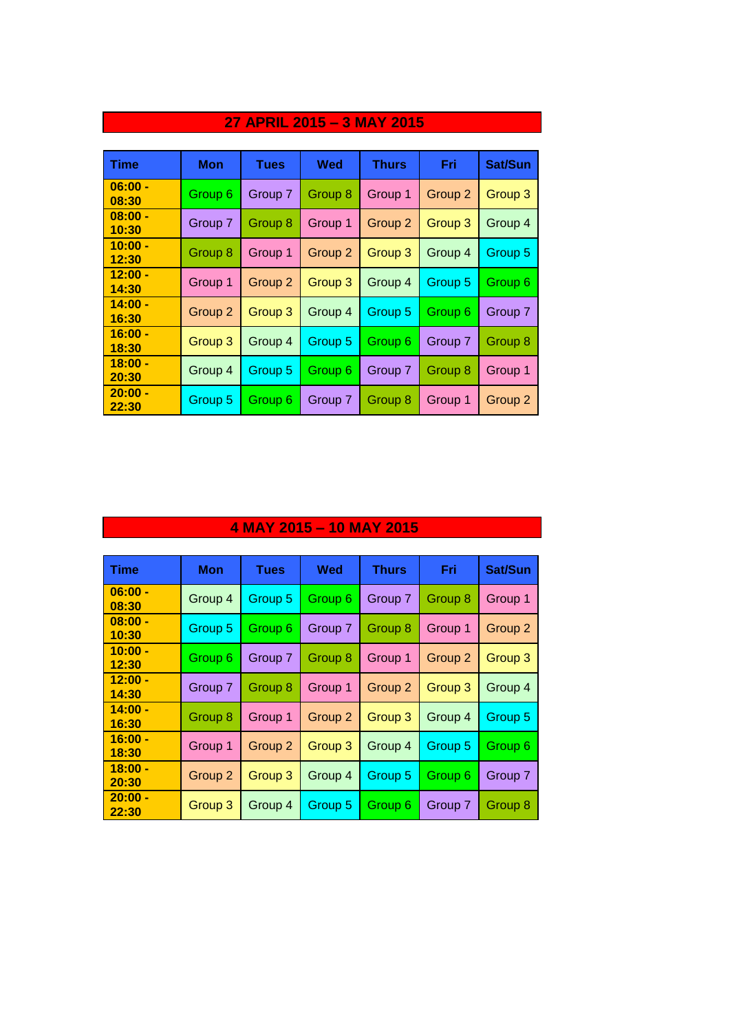## 27 APRIL 2015 – 3 MAY 2015

| Time | Mon | Tues | Wed | Thurs | Fri | Sat/Sun |
|---|---|---|---|---|---|---|
| 06:00 - 08:30 | Group 6 | Group 7 | Group 8 | Group 1 | Group 2 | Group 3 |
| 08:00 - 10:30 | Group 7 | Group 8 | Group 1 | Group 2 | Group 3 | Group 4 |
| 10:00 - 12:30 | Group 8 | Group 1 | Group 2 | Group 3 | Group 4 | Group 5 |
| 12:00 - 14:30 | Group 1 | Group 2 | Group 3 | Group 4 | Group 5 | Group 6 |
| 14:00 - 16:30 | Group 2 | Group 3 | Group 4 | Group 5 | Group 6 | Group 7 |
| 16:00 - 18:30 | Group 3 | Group 4 | Group 5 | Group 6 | Group 7 | Group 8 |
| 18:00 - 20:30 | Group 4 | Group 5 | Group 6 | Group 7 | Group 8 | Group 1 |
| 20:00 - 22:30 | Group 5 | Group 6 | Group 7 | Group 8 | Group 1 | Group 2 |

## 4 MAY 2015 – 10 MAY 2015

| Time | Mon | Tues | Wed | Thurs | Fri | Sat/Sun |
|---|---|---|---|---|---|---|
| 06:00 - 08:30 | Group 4 | Group 5 | Group 6 | Group 7 | Group 8 | Group 1 |
| 08:00 - 10:30 | Group 5 | Group 6 | Group 7 | Group 8 | Group 1 | Group 2 |
| 10:00 - 12:30 | Group 6 | Group 7 | Group 8 | Group 1 | Group 2 | Group 3 |
| 12:00 - 14:30 | Group 7 | Group 8 | Group 1 | Group 2 | Group 3 | Group 4 |
| 14:00 - 16:30 | Group 8 | Group 1 | Group 2 | Group 3 | Group 4 | Group 5 |
| 16:00 - 18:30 | Group 1 | Group 2 | Group 3 | Group 4 | Group 5 | Group 6 |
| 18:00 - 20:30 | Group 2 | Group 3 | Group 4 | Group 5 | Group 6 | Group 7 |
| 20:00 - 22:30 | Group 3 | Group 4 | Group 5 | Group 6 | Group 7 | Group 8 |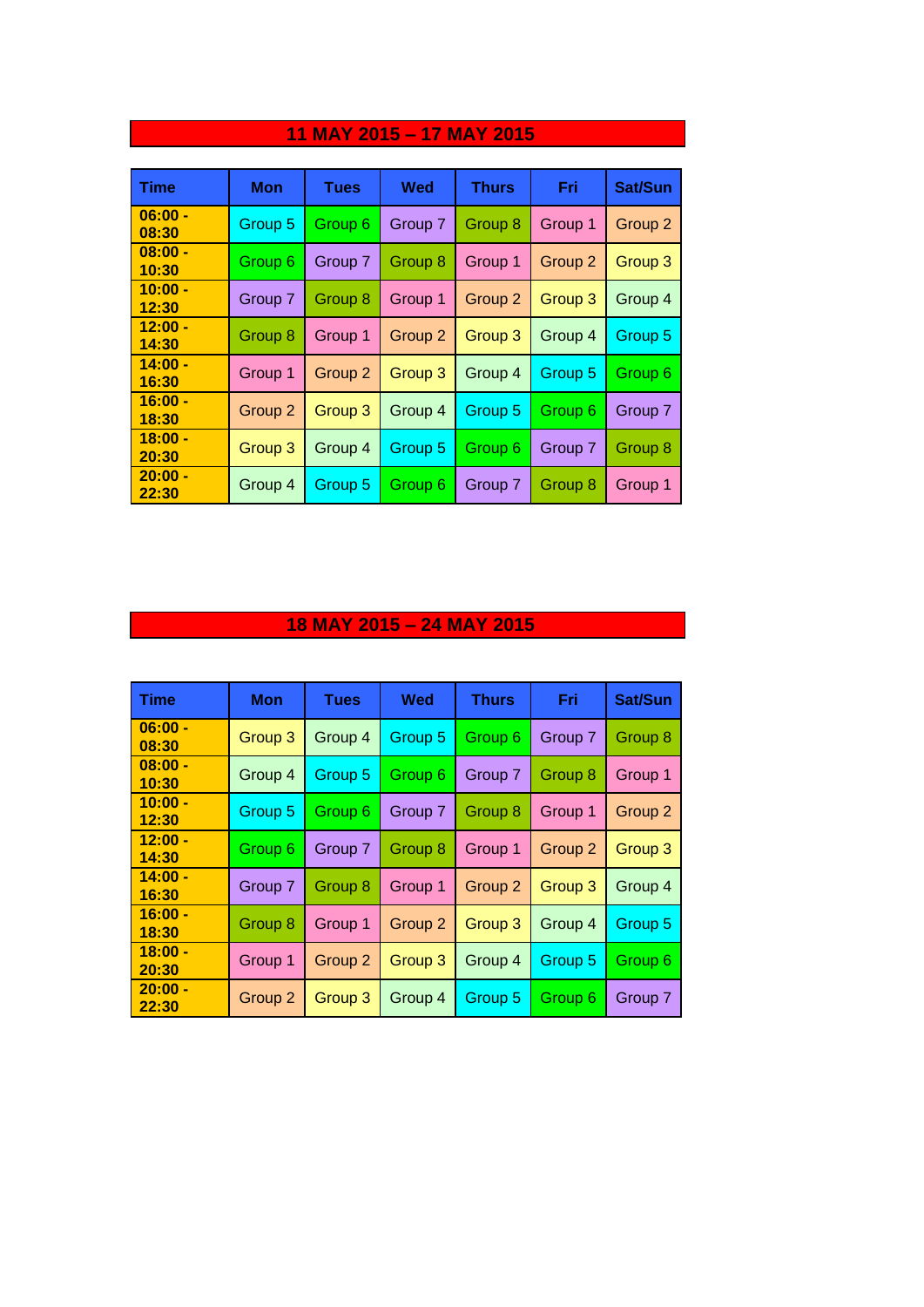## 11 MAY 2015 – 17 MAY 2015

| Time | Mon | Tues | Wed | Thurs | Fri | Sat/Sun |
|---|---|---|---|---|---|---|
| 06:00 - 08:30 | Group 5 | Group 6 | Group 7 | Group 8 | Group 1 | Group 2 |
| 08:00 - 10:30 | Group 6 | Group 7 | Group 8 | Group 1 | Group 2 | Group 3 |
| 10:00 - 12:30 | Group 7 | Group 8 | Group 1 | Group 2 | Group 3 | Group 4 |
| 12:00 - 14:30 | Group 8 | Group 1 | Group 2 | Group 3 | Group 4 | Group 5 |
| 14:00 - 16:30 | Group 1 | Group 2 | Group 3 | Group 4 | Group 5 | Group 6 |
| 16:00 - 18:30 | Group 2 | Group 3 | Group 4 | Group 5 | Group 6 | Group 7 |
| 18:00 - 20:30 | Group 3 | Group 4 | Group 5 | Group 6 | Group 7 | Group 8 |
| 20:00 - 22:30 | Group 4 | Group 5 | Group 6 | Group 7 | Group 8 | Group 1 |

## 18 MAY 2015 – 24 MAY 2015

| Time | Mon | Tues | Wed | Thurs | Fri | Sat/Sun |
|---|---|---|---|---|---|---|
| 06:00 - 08:30 | Group 3 | Group 4 | Group 5 | Group 6 | Group 7 | Group 8 |
| 08:00 - 10:30 | Group 4 | Group 5 | Group 6 | Group 7 | Group 8 | Group 1 |
| 10:00 - 12:30 | Group 5 | Group 6 | Group 7 | Group 8 | Group 1 | Group 2 |
| 12:00 - 14:30 | Group 6 | Group 7 | Group 8 | Group 1 | Group 2 | Group 3 |
| 14:00 - 16:30 | Group 7 | Group 8 | Group 1 | Group 2 | Group 3 | Group 4 |
| 16:00 - 18:30 | Group 8 | Group 1 | Group 2 | Group 3 | Group 4 | Group 5 |
| 18:00 - 20:30 | Group 1 | Group 2 | Group 3 | Group 4 | Group 5 | Group 6 |
| 20:00 - 22:30 | Group 2 | Group 3 | Group 4 | Group 5 | Group 6 | Group 7 |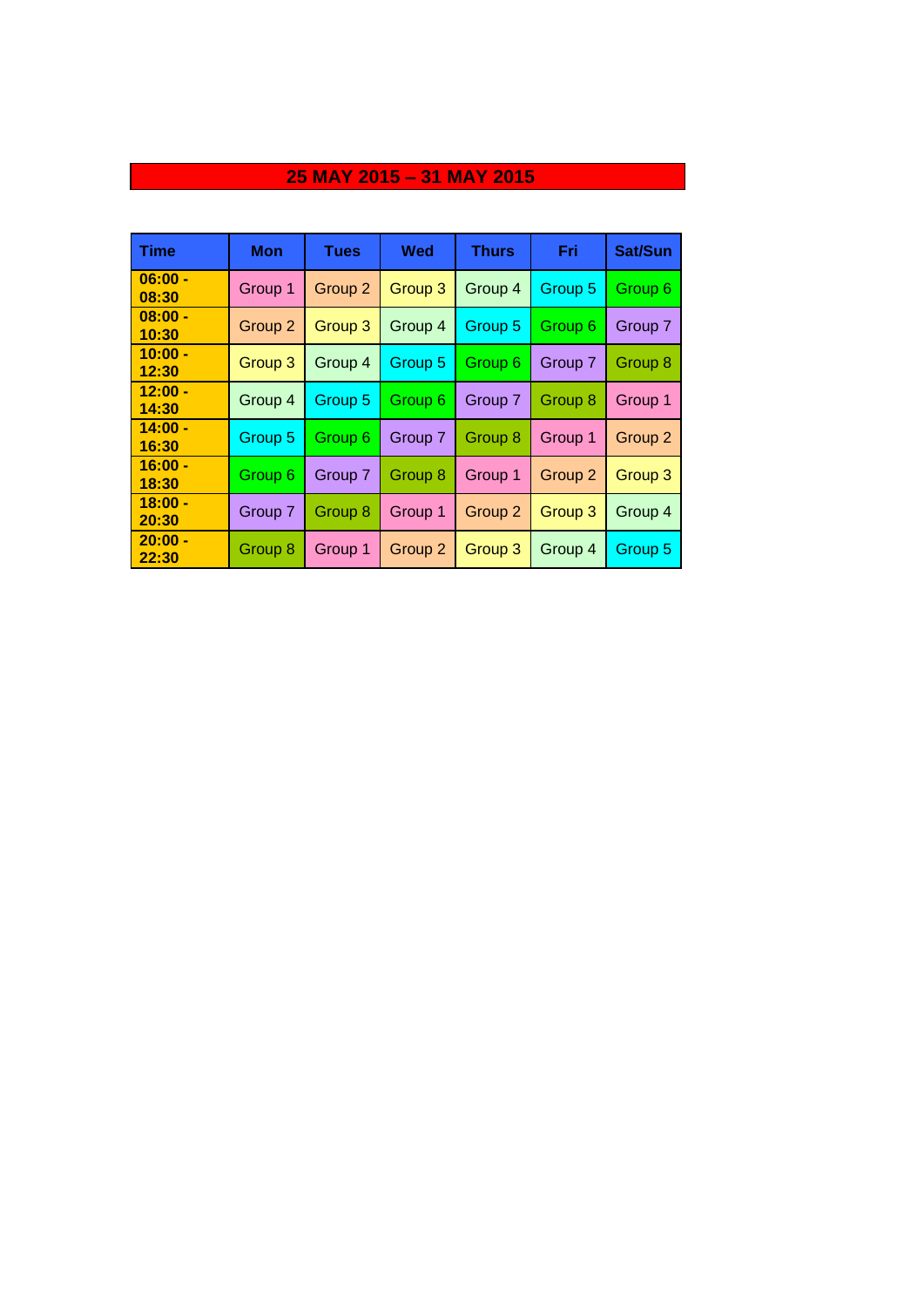# 25 MAY 2015 – 31 MAY 2015

| Time | Mon | Tues | Wed | Thurs | Fri | Sat/Sun |
|---|---|---|---|---|---|---|
| **06:00 - 08:30** | Group 1 | Group 2 | Group 3 | Group 4 | Group 5 | Group 6 |
| **08:00 - 10:30** | Group 2 | Group 3 | Group 4 | Group 5 | Group 6 | Group 7 |
| **10:00 - 12:30** | Group 3 | Group 4 | Group 5 | Group 6 | Group 7 | Group 8 |
| **12:00 - 14:30** | Group 4 | Group 5 | Group 6 | Group 7 | Group 8 | Group 1 |
| **14:00 - 16:30** | Group 5 | Group 6 | Group 7 | Group 8 | Group 1 | Group 2 |
| **16:00 - 18:30** | Group 6 | Group 7 | Group 8 | Group 1 | Group 2 | Group 3 |
| **18:00 - 20:30** | Group 7 | Group 8 | Group 1 | Group 2 | Group 3 | Group 4 |
| **20:00 - 22:30** | Group 8 | Group 1 | Group 2 | Group 3 | Group 4 | Group 5 |